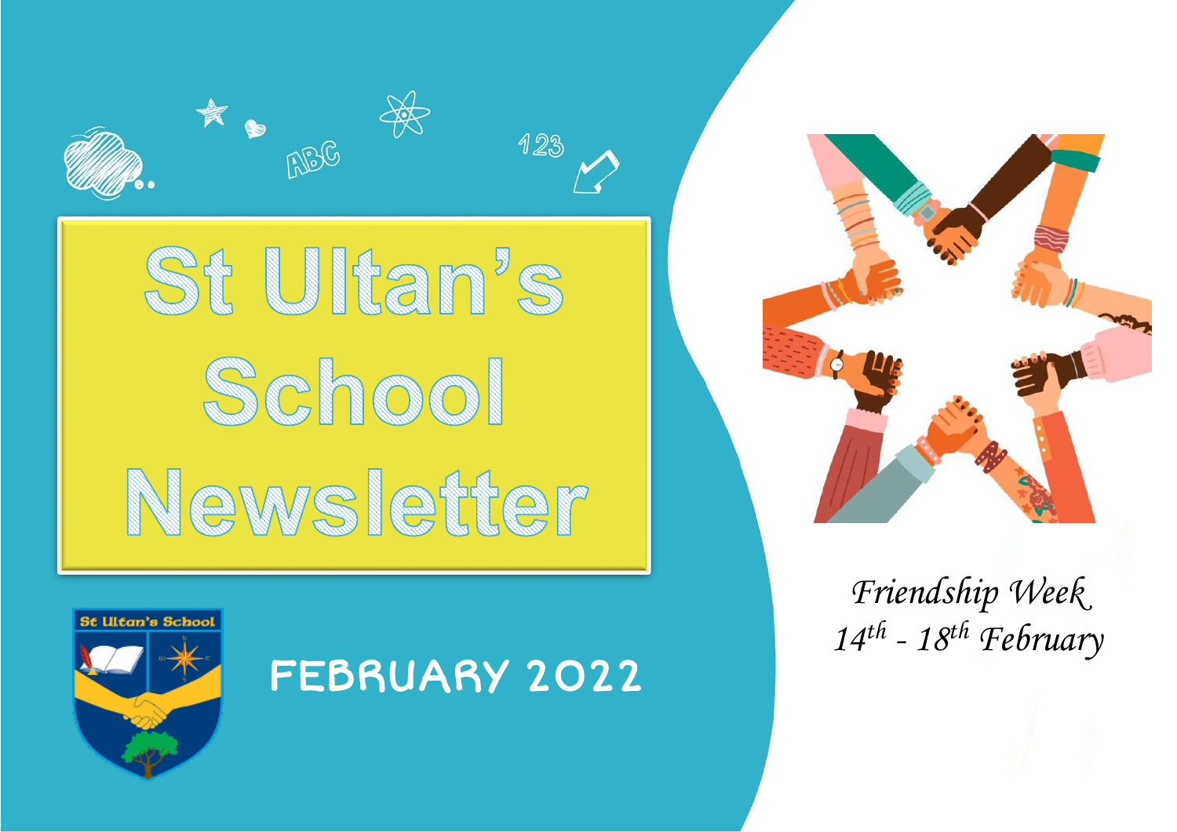# St Ultan's School Newsletter

St Ultan's School

FEBRUARY 2022

*Friendship Week*
*$14^{th}$ - $18^{th}$ February*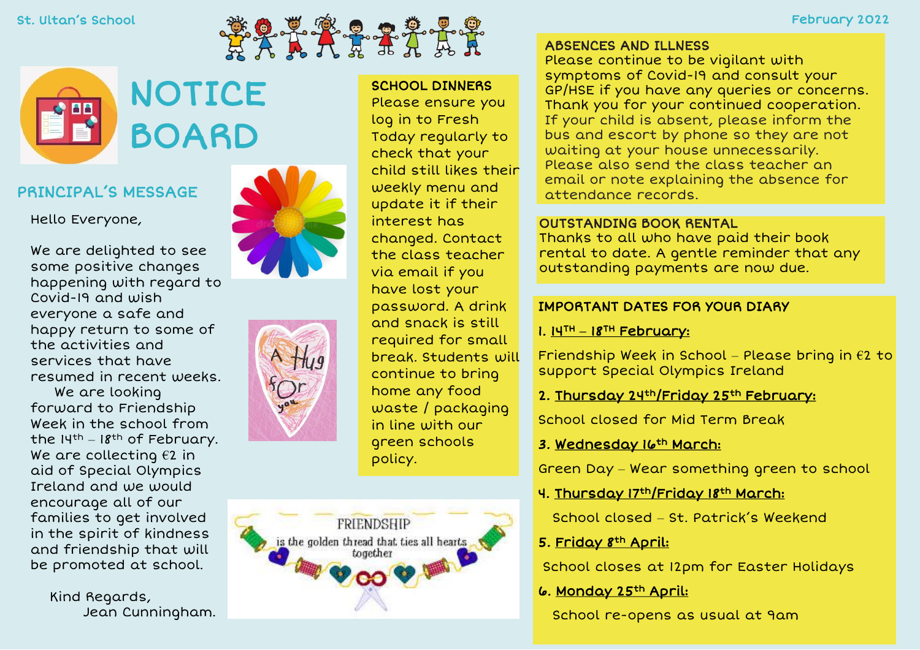St. Ultan's School

February 2022

# NOTICE BOARD

## PRINCIPAL'S MESSAGE

Hello Everyone,

We are delighted to see some positive changes happening with regard to Covid-19 and wish everyone a safe and happy return to some of the activities and services that have resumed in recent weeks. We are looking forward to Friendship Week in the school from the 14th – 18th of February. We are collecting €2 in aid of Special Olympics Ireland and we would encourage all of our families to get involved in the spirit of kindness and friendship that will be promoted at school.

Kind Regards,
Jean Cunningham.

## SCHOOL DINNERS

Please ensure you log in to Fresh Today regularly to check that your child still likes their weekly menu and update it if their interest has changed. Contact the class teacher via email if you have lost your password. A drink and snack is still required for small break. Students will continue to bring home any food waste / packaging in line with our green schools policy.

## ABSENCES AND ILLNESS

Please continue to be vigilant with symptoms of Covid-19 and consult your GP/HSE if you have any queries or concerns. Thank you for your continued cooperation. If your child is absent, please inform the bus and escort by phone so they are not waiting at your house unnecessarily. Please also send the class teacher an email or note explaining the absence for attendance records.

## OUTSTANDING BOOK RENTAL

Thanks to all who have paid their book rental to date. A gentle reminder that any outstanding payments are now due.

## IMPORTANT DATES FOR YOUR DIARY

1. **14TH – 18TH February:**

   Friendship Week in School – Please bring in €2 to support Special Olympics Ireland

2. **Thursday 24th/Friday 25th February:**

   School closed for Mid Term Break

3. **Wednesday 16th March:**

   Green Day – Wear something green to school

4. **Thursday 17th/Friday 18th March:**

   School closed – St. Patrick's Weekend

5. **Friday 8th April:**

   School closes at 12pm for Easter Holidays

6. **Monday 25th April:**

   School re-opens as usual at 9am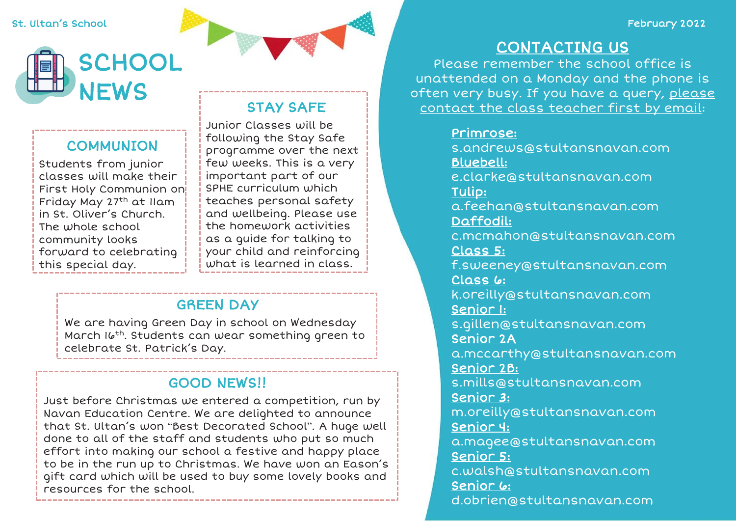St. Ultan's School

February 2022

# SCHOOL NEWS

## COMMUNION

Students from junior classes will make their First Holy Communion on Friday May 27th at 11am in St. Oliver's Church. The whole school community looks forward to celebrating this special day.

## STAY SAFE

Junior Classes will be following the Stay Safe programme over the next few weeks. This is a very important part of our SPHE curriculum which teaches personal safety and wellbeing. Please use the homework activities as a guide for talking to your child and reinforcing what is learned in class.

## GREEN DAY

We are having Green Day in school on Wednesday March 16th. Students can wear something green to celebrate St. Patrick's Day.

## GOOD NEWS!!

Just before Christmas we entered a competition, run by Navan Education Centre. We are delighted to announce that St. Ultan's won "Best Decorated School". A huge well done to all of the staff and students who put so much effort into making our school a festive and happy place to be in the run up to Christmas. We have won an Eason's gift card which will be used to buy some lovely books and resources for the school.

## CONTACTING US

Please remember the school office is unattended on a Monday and the phone is often very busy. If you have a query, please contact the class teacher first by email:

**Primrose:**
s.andrews@stultansnavan.com

**Bluebell:**
e.clarke@stultansnavan.com

**Tulip:**
a.feehan@stultansnavan.com

**Daffodil:**
c.mcmahon@stultansnavan.com

**Class 5:**
f.sweeney@stultansnavan.com

**Class 6:**
k.oreilly@stultansnavan.com

**Senior 1:**
s.gillen@stultansnavan.com

**Senior 2A**
a.mccarthy@stultansnavan.com

**Senior 2B:**
s.mills@stultansnavan.com

**Senior 3:**
m.oreilly@stultansnavan.com

**Senior 4:**
a.magee@stultansnavan.com

**Senior 5:**
c.walsh@stultansnavan.com

**Senior 6:**
d.obrien@stultansnavan.com